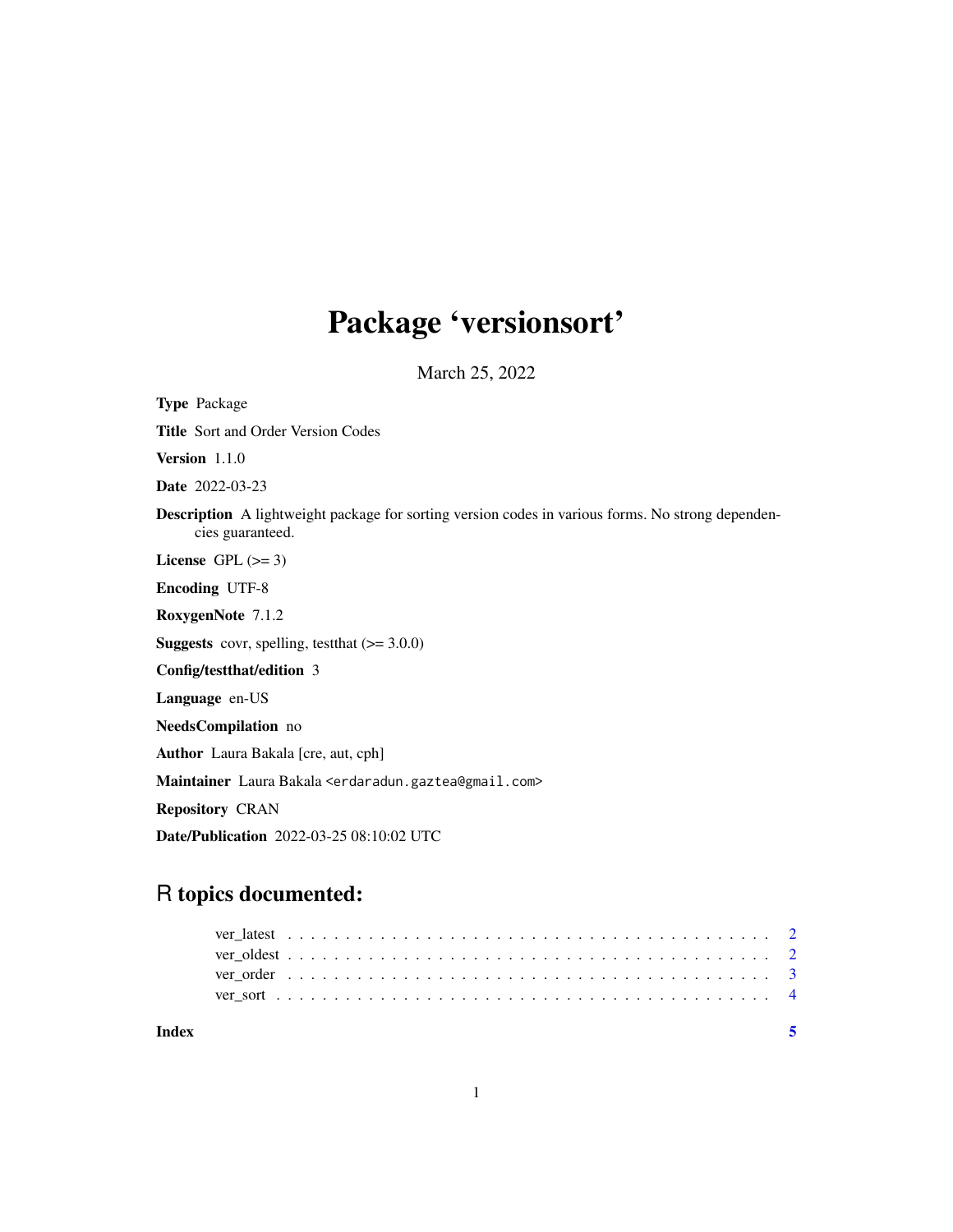# Package 'versionsort'

March 25, 2022

**Type** Package

**Title** Sort and Order Version Codes

**Version** 1.1.0

**Date** 2022-03-23

**Description** A lightweight package for sorting version codes in various forms. No strong dependencies guaranteed.

**License** GPL (>= 3)

**Encoding** UTF-8

**RoxygenNote** 7.1.2

**Suggests** covr, spelling, testthat (>= 3.0.0)

**Config/testthat/edition** 3

**Language** en-US

**NeedsCompilation** no

**Author** Laura Bakala [cre, aut, cph]

**Maintainer** Laura Bakala <erdaradun.gaztea@gmail.com>

**Repository** CRAN

**Date/Publication** 2022-03-25 08:10:02 UTC

## R topics documented:

ver_latest . . . . . . . . . . . . . . . . . . . . . . . . . . . . . . . . . . . . . . . . 2
ver_oldest . . . . . . . . . . . . . . . . . . . . . . . . . . . . . . . . . . . . . . . . 2
ver_order . . . . . . . . . . . . . . . . . . . . . . . . . . . . . . . . . . . . . . . . 3
ver_sort . . . . . . . . . . . . . . . . . . . . . . . . . . . . . . . . . . . . . . . . 4

**Index** **5**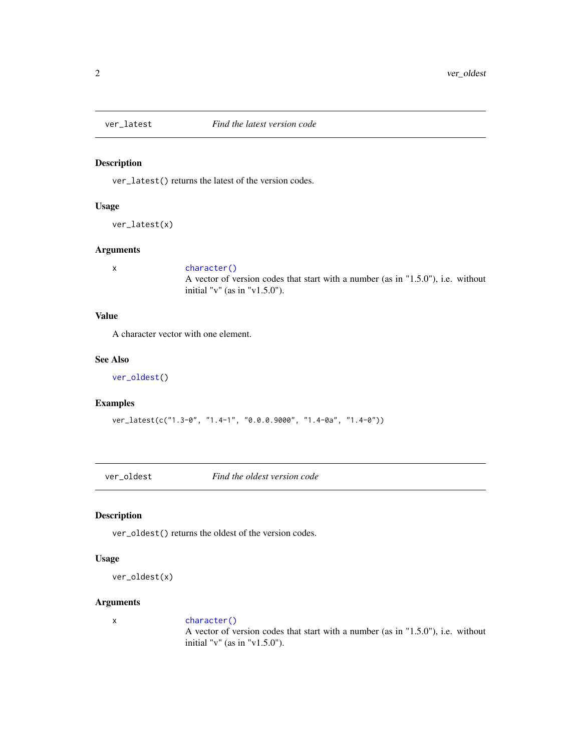## ver_latest — *Find the latest version code*

### Description

`ver_latest()` returns the latest of the version codes.

### Usage

```
ver_latest(x)
```

### Arguments

| | |
|---|---|
| x | `character()`<br>A vector of version codes that start with a number (as in "1.5.0"), i.e. without initial "v" (as in "v1.5.0"). |

### Value

A character vector with one element.

### See Also

`ver_oldest()`

### Examples

```
ver_latest(c("1.3-0", "1.4-1", "0.0.0.9000", "1.4-0a", "1.4-0"))
```

## ver_oldest — *Find the oldest version code*

### Description

`ver_oldest()` returns the oldest of the version codes.

### Usage

```
ver_oldest(x)
```

### Arguments

| | |
|---|---|
| x | `character()`<br>A vector of version codes that start with a number (as in "1.5.0"), i.e. without initial "v" (as in "v1.5.0"). |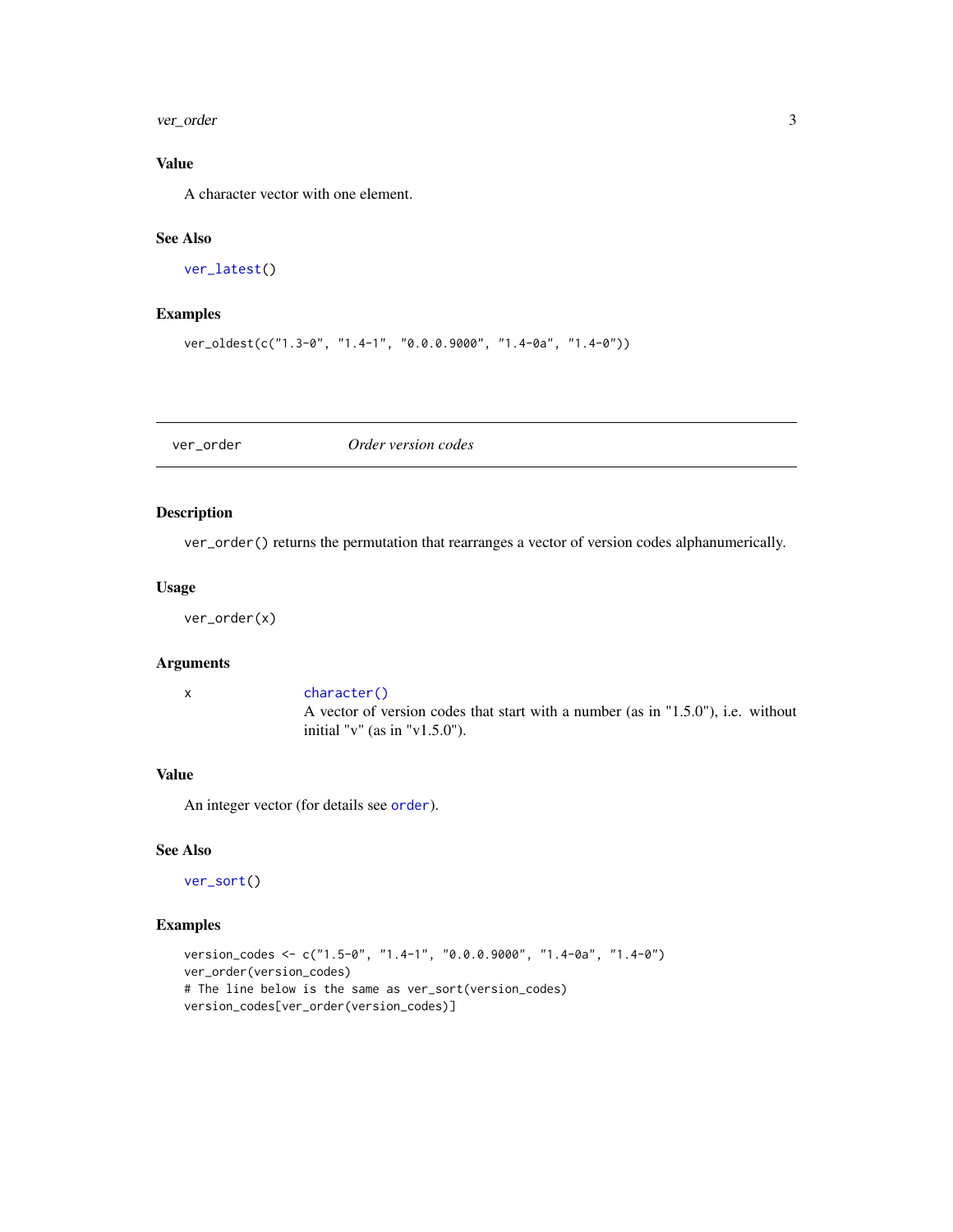## Value

A character vector with one element.

## See Also

ver_latest()

## Examples

```
ver_oldest(c("1.3-0", "1.4-1", "0.0.0.9000", "1.4-0a", "1.4-0"))
```

---

# ver_order — *Order version codes*

## Description

ver_order() returns the permutation that rearranges a vector of version codes alphanumerically.

## Usage

```
ver_order(x)
```

## Arguments

| | |
|---|---|
| x | character()<br>A vector of version codes that start with a number (as in "1.5.0"), i.e. without initial "v" (as in "v1.5.0"). |

## Value

An integer vector (for details see order).

## See Also

ver_sort()

## Examples

```
version_codes <- c("1.5-0", "1.4-1", "0.0.0.9000", "1.4-0a", "1.4-0")
ver_order(version_codes)
# The line below is the same as ver_sort(version_codes)
version_codes[ver_order(version_codes)]
```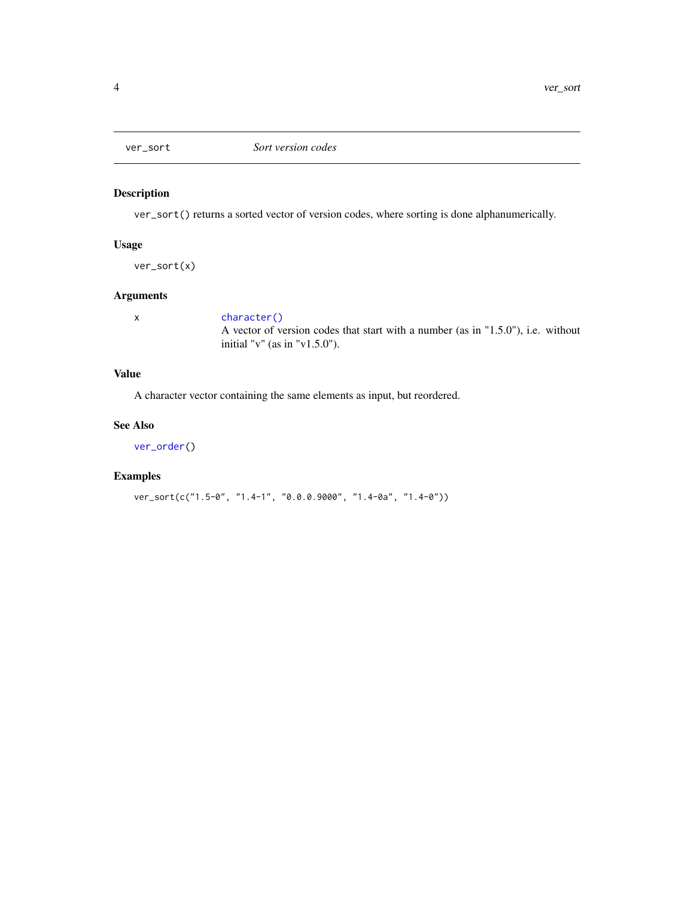## ver_sort *Sort version codes*

### Description

`ver_sort()` returns a sorted vector of version codes, where sorting is done alphanumerically.

### Usage

```
ver_sort(x)
```

### Arguments

| | |
|---|---|
| x | `character()` A vector of version codes that start with a number (as in "1.5.0"), i.e. without initial "v" (as in "v1.5.0"). |

### Value

A character vector containing the same elements as input, but reordered.

### See Also

`ver_order()`

### Examples

```
ver_sort(c("1.5-0", "1.4-1", "0.0.0.9000", "1.4-0a", "1.4-0"))
```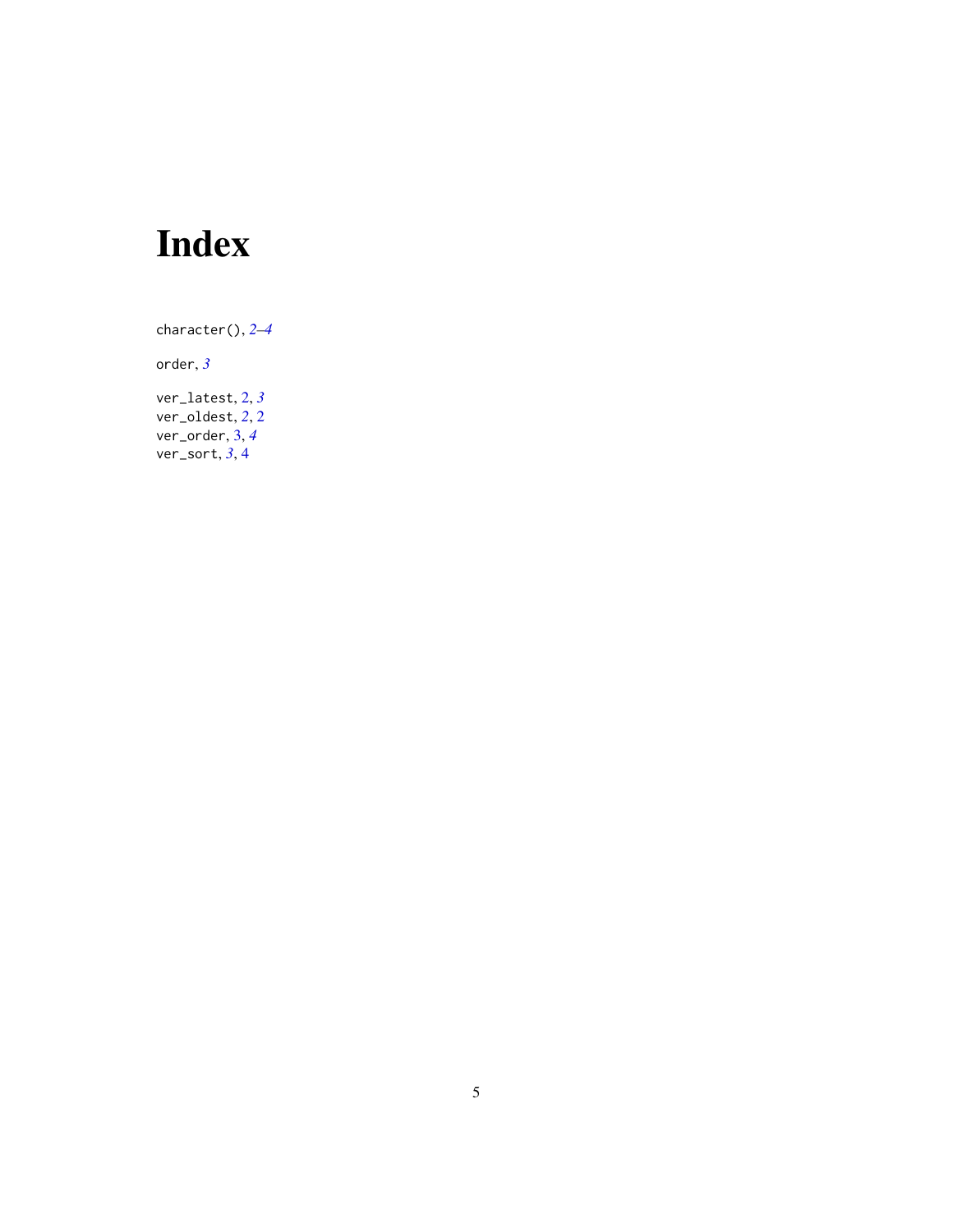# Index

`character()`, *2–4*

`order`, *3*

`ver_latest`, 2, *3*
`ver_oldest`, *2*, 2
`ver_order`, 3, *4*
`ver_sort`, *3*, 4